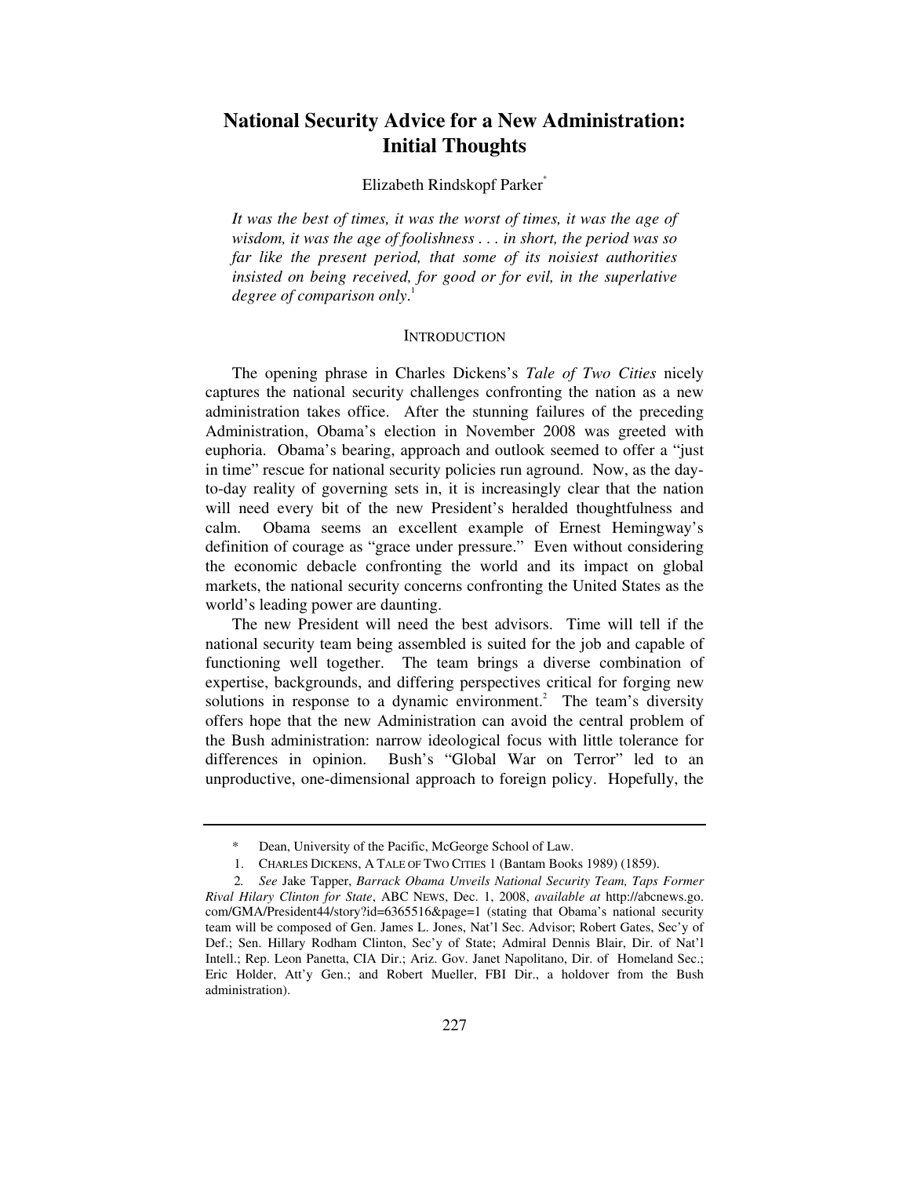# National Security Advice for a New Administration: Initial Thoughts

Elizabeth Rindskopf Parker[*]

> *It was the best of times, it was the worst of times, it was the age of wisdom, it was the age of foolishness . . . in short, the period was so far like the present period, that some of its noisiest authorities insisted on being received, for good or for evil, in the superlative degree of comparison only*.[1]

## INTRODUCTION

The opening phrase in Charles Dickens's *Tale of Two Cities* nicely captures the national security challenges confronting the nation as a new administration takes office. After the stunning failures of the preceding Administration, Obama's election in November 2008 was greeted with euphoria. Obama's bearing, approach and outlook seemed to offer a "just in time" rescue for national security policies run aground. Now, as the day-to-day reality of governing sets in, it is increasingly clear that the nation will need every bit of the new President's heralded thoughtfulness and calm. Obama seems an excellent example of Ernest Hemingway's definition of courage as "grace under pressure." Even without considering the economic debacle confronting the world and its impact on global markets, the national security concerns confronting the United States as the world's leading power are daunting.

The new President will need the best advisors. Time will tell if the national security team being assembled is suited for the job and capable of functioning well together. The team brings a diverse combination of expertise, backgrounds, and differing perspectives critical for forging new solutions in response to a dynamic environment.[2] The team's diversity offers hope that the new Administration can avoid the central problem of the Bush administration: narrow ideological focus with little tolerance for differences in opinion. Bush's "Global War on Terror" led to an unproductive, one-dimensional approach to foreign policy. Hopefully, the

---

\* Dean, University of the Pacific, McGeorge School of Law.

1. CHARLES DICKENS, A TALE OF TWO CITIES 1 (Bantam Books 1989) (1859).

2. *See* Jake Tapper, *Barrack Obama Unveils National Security Team, Taps Former Rival Hilary Clinton for State*, ABC NEWS, Dec. 1, 2008, *available at* http://abcnews.go.com/GMA/President44/story?id=6365516&page=1 (stating that Obama's national security team will be composed of Gen. James L. Jones, Nat'l Sec. Advisor; Robert Gates, Sec'y of Def.; Sen. Hillary Rodham Clinton, Sec'y of State; Admiral Dennis Blair, Dir. of Nat'l Intell.; Rep. Leon Panetta, CIA Dir.; Ariz. Gov. Janet Napolitano, Dir. of Homeland Sec.; Eric Holder, Att'y Gen.; and Robert Mueller, FBI Dir., a holdover from the Bush administration).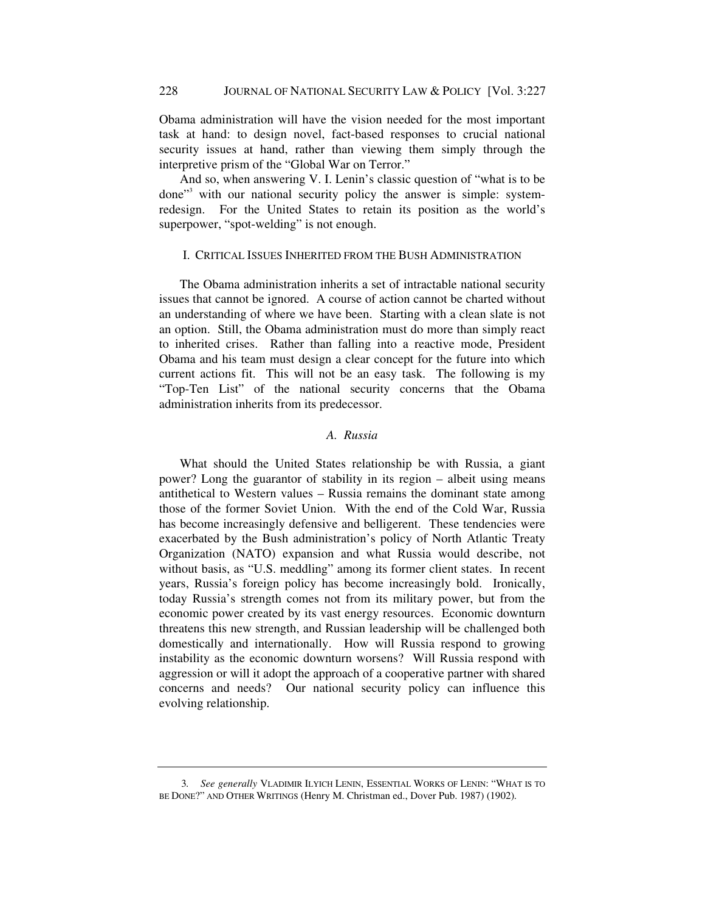Obama administration will have the vision needed for the most important task at hand: to design novel, fact-based responses to crucial national security issues at hand, rather than viewing them simply through the interpretive prism of the "Global War on Terror."

And so, when answering V. I. Lenin's classic question of "what is to be done"[3] with our national security policy the answer is simple: system-redesign. For the United States to retain its position as the world's superpower, "spot-welding" is not enough.

## I. CRITICAL ISSUES INHERITED FROM THE BUSH ADMINISTRATION

The Obama administration inherits a set of intractable national security issues that cannot be ignored. A course of action cannot be charted without an understanding of where we have been. Starting with a clean slate is not an option. Still, the Obama administration must do more than simply react to inherited crises. Rather than falling into a reactive mode, President Obama and his team must design a clear concept for the future into which current actions fit. This will not be an easy task. The following is my "Top-Ten List" of the national security concerns that the Obama administration inherits from its predecessor.

### *A. Russia*

What should the United States relationship be with Russia, a giant power? Long the guarantor of stability in its region – albeit using means antithetical to Western values – Russia remains the dominant state among those of the former Soviet Union. With the end of the Cold War, Russia has become increasingly defensive and belligerent. These tendencies were exacerbated by the Bush administration's policy of North Atlantic Treaty Organization (NATO) expansion and what Russia would describe, not without basis, as "U.S. meddling" among its former client states. In recent years, Russia's foreign policy has become increasingly bold. Ironically, today Russia's strength comes not from its military power, but from the economic power created by its vast energy resources. Economic downturn threatens this new strength, and Russian leadership will be challenged both domestically and internationally. How will Russia respond to growing instability as the economic downturn worsens? Will Russia respond with aggression or will it adopt the approach of a cooperative partner with shared concerns and needs? Our national security policy can influence this evolving relationship.

---

3. *See generally* VLADIMIR ILYICH LENIN, ESSENTIAL WORKS OF LENIN: "WHAT IS TO BE DONE?" AND OTHER WRITINGS (Henry M. Christman ed., Dover Pub. 1987) (1902).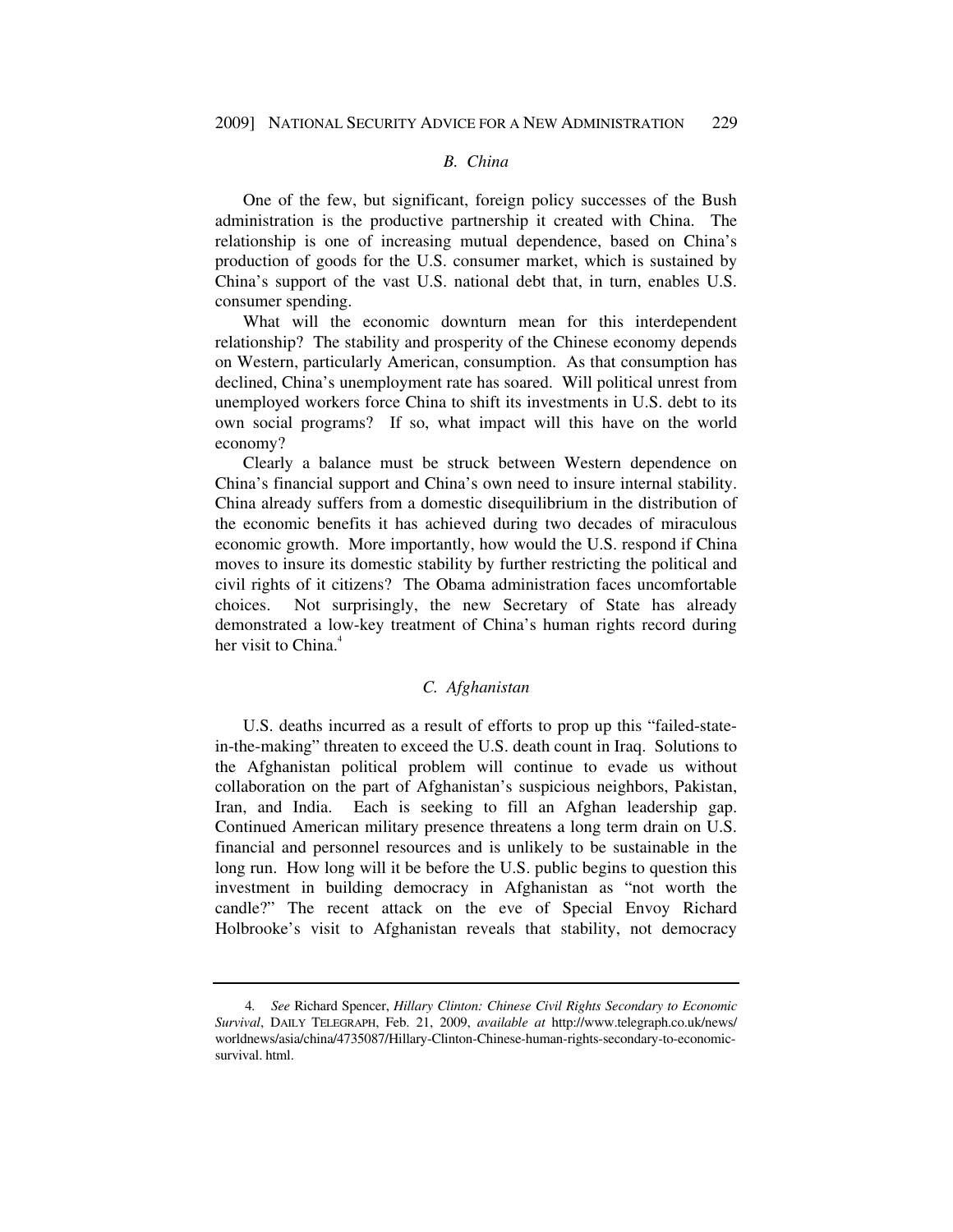### *B. China*

One of the few, but significant, foreign policy successes of the Bush administration is the productive partnership it created with China. The relationship is one of increasing mutual dependence, based on China's production of goods for the U.S. consumer market, which is sustained by China's support of the vast U.S. national debt that, in turn, enables U.S. consumer spending.

What will the economic downturn mean for this interdependent relationship? The stability and prosperity of the Chinese economy depends on Western, particularly American, consumption. As that consumption has declined, China's unemployment rate has soared. Will political unrest from unemployed workers force China to shift its investments in U.S. debt to its own social programs? If so, what impact will this have on the world economy?

Clearly a balance must be struck between Western dependence on China's financial support and China's own need to insure internal stability. China already suffers from a domestic disequilibrium in the distribution of the economic benefits it has achieved during two decades of miraculous economic growth. More importantly, how would the U.S. respond if China moves to insure its domestic stability by further restricting the political and civil rights of it citizens? The Obama administration faces uncomfortable choices. Not surprisingly, the new Secretary of State has already demonstrated a low-key treatment of China's human rights record during her visit to China.[4]

### *C. Afghanistan*

U.S. deaths incurred as a result of efforts to prop up this "failed-state-in-the-making" threaten to exceed the U.S. death count in Iraq. Solutions to the Afghanistan political problem will continue to evade us without collaboration on the part of Afghanistan's suspicious neighbors, Pakistan, Iran, and India. Each is seeking to fill an Afghan leadership gap. Continued American military presence threatens a long term drain on U.S. financial and personnel resources and is unlikely to be sustainable in the long run. How long will it be before the U.S. public begins to question this investment in building democracy in Afghanistan as "not worth the candle?" The recent attack on the eve of Special Envoy Richard Holbrooke's visit to Afghanistan reveals that stability, not democracy

---

4. *See* Richard Spencer, *Hillary Clinton: Chinese Civil Rights Secondary to Economic Survival*, DAILY TELEGRAPH, Feb. 21, 2009, *available at* http://www.telegraph.co.uk/news/worldnews/asia/china/4735087/Hillary-Clinton-Chinese-human-rights-secondary-to-economic-survival. html.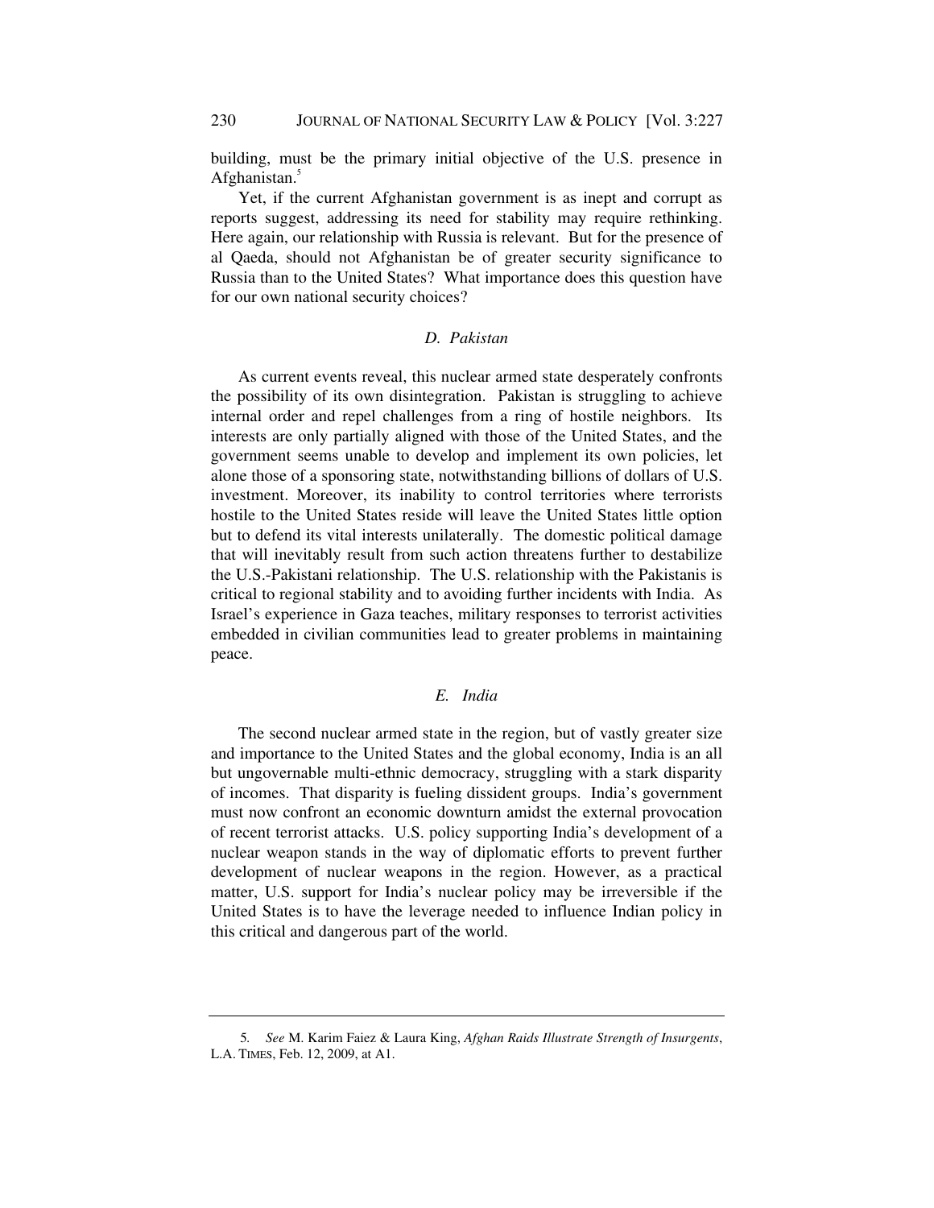building, must be the primary initial objective of the U.S. presence in Afghanistan.[5]

Yet, if the current Afghanistan government is as inept and corrupt as reports suggest, addressing its need for stability may require rethinking. Here again, our relationship with Russia is relevant. But for the presence of al Qaeda, should not Afghanistan be of greater security significance to Russia than to the United States? What importance does this question have for our own national security choices?

### *D. Pakistan*

As current events reveal, this nuclear armed state desperately confronts the possibility of its own disintegration. Pakistan is struggling to achieve internal order and repel challenges from a ring of hostile neighbors. Its interests are only partially aligned with those of the United States, and the government seems unable to develop and implement its own policies, let alone those of a sponsoring state, notwithstanding billions of dollars of U.S. investment. Moreover, its inability to control territories where terrorists hostile to the United States reside will leave the United States little option but to defend its vital interests unilaterally. The domestic political damage that will inevitably result from such action threatens further to destabilize the U.S.-Pakistani relationship. The U.S. relationship with the Pakistanis is critical to regional stability and to avoiding further incidents with India. As Israel's experience in Gaza teaches, military responses to terrorist activities embedded in civilian communities lead to greater problems in maintaining peace.

### *E. India*

The second nuclear armed state in the region, but of vastly greater size and importance to the United States and the global economy, India is an all but ungovernable multi-ethnic democracy, struggling with a stark disparity of incomes. That disparity is fueling dissident groups. India's government must now confront an economic downturn amidst the external provocation of recent terrorist attacks. U.S. policy supporting India's development of a nuclear weapon stands in the way of diplomatic efforts to prevent further development of nuclear weapons in the region. However, as a practical matter, U.S. support for India's nuclear policy may be irreversible if the United States is to have the leverage needed to influence Indian policy in this critical and dangerous part of the world.

---

5. *See* M. Karim Faiez & Laura King, *Afghan Raids Illustrate Strength of Insurgents*, L.A. TIMES, Feb. 12, 2009, at A1.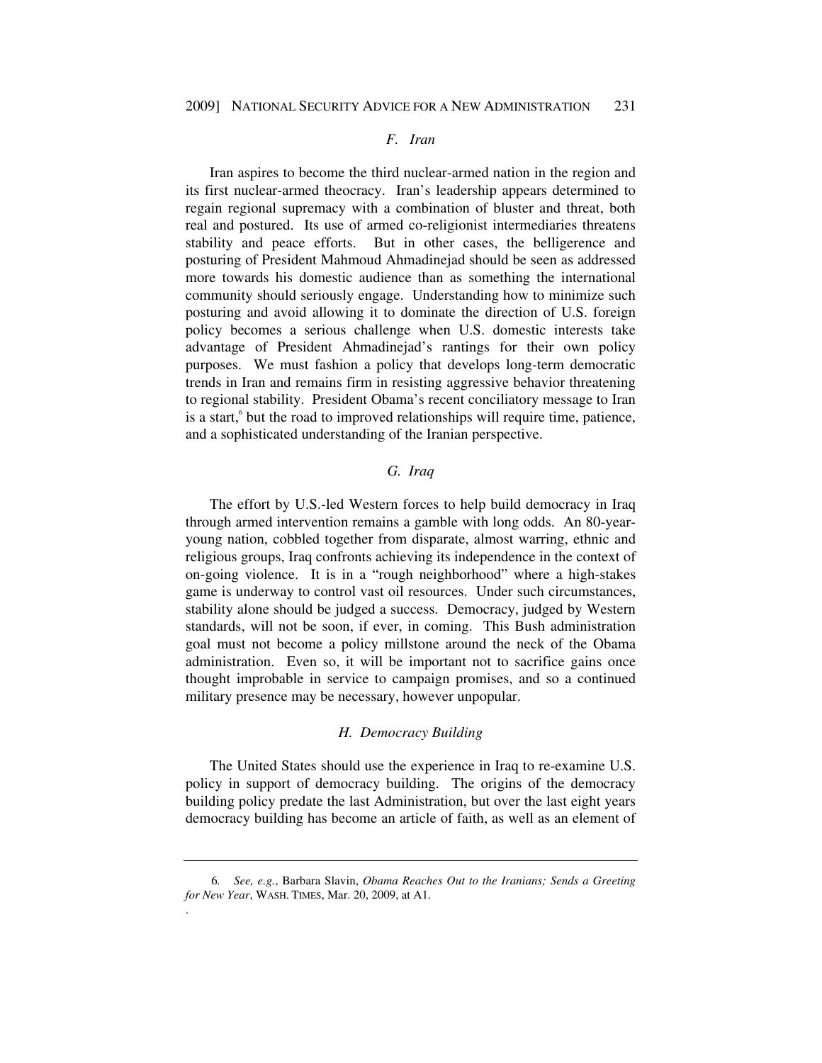### *F. Iran*

Iran aspires to become the third nuclear-armed nation in the region and its first nuclear-armed theocracy. Iran's leadership appears determined to regain regional supremacy with a combination of bluster and threat, both real and postured. Its use of armed co-religionist intermediaries threatens stability and peace efforts. But in other cases, the belligerence and posturing of President Mahmoud Ahmadinejad should be seen as addressed more towards his domestic audience than as something the international community should seriously engage. Understanding how to minimize such posturing and avoid allowing it to dominate the direction of U.S. foreign policy becomes a serious challenge when U.S. domestic interests take advantage of President Ahmadinejad's rantings for their own policy purposes. We must fashion a policy that develops long-term democratic trends in Iran and remains firm in resisting aggressive behavior threatening to regional stability. President Obama's recent conciliatory message to Iran is a start,[6] but the road to improved relationships will require time, patience, and a sophisticated understanding of the Iranian perspective.

### *G. Iraq*

The effort by U.S.-led Western forces to help build democracy in Iraq through armed intervention remains a gamble with long odds. An 80-year-young nation, cobbled together from disparate, almost warring, ethnic and religious groups, Iraq confronts achieving its independence in the context of on-going violence. It is in a "rough neighborhood" where a high-stakes game is underway to control vast oil resources. Under such circumstances, stability alone should be judged a success. Democracy, judged by Western standards, will not be soon, if ever, in coming. This Bush administration goal must not become a policy millstone around the neck of the Obama administration. Even so, it will be important not to sacrifice gains once thought improbable in service to campaign promises, and so a continued military presence may be necessary, however unpopular.

### *H. Democracy Building*

The United States should use the experience in Iraq to re-examine U.S. policy in support of democracy building. The origins of the democracy building policy predate the last Administration, but over the last eight years democracy building has become an article of faith, as well as an element of

---

6. *See, e.g.*, Barbara Slavin, *Obama Reaches Out to the Iranians; Sends a Greeting for New Year*, WASH. TIMES, Mar. 20, 2009, at A1.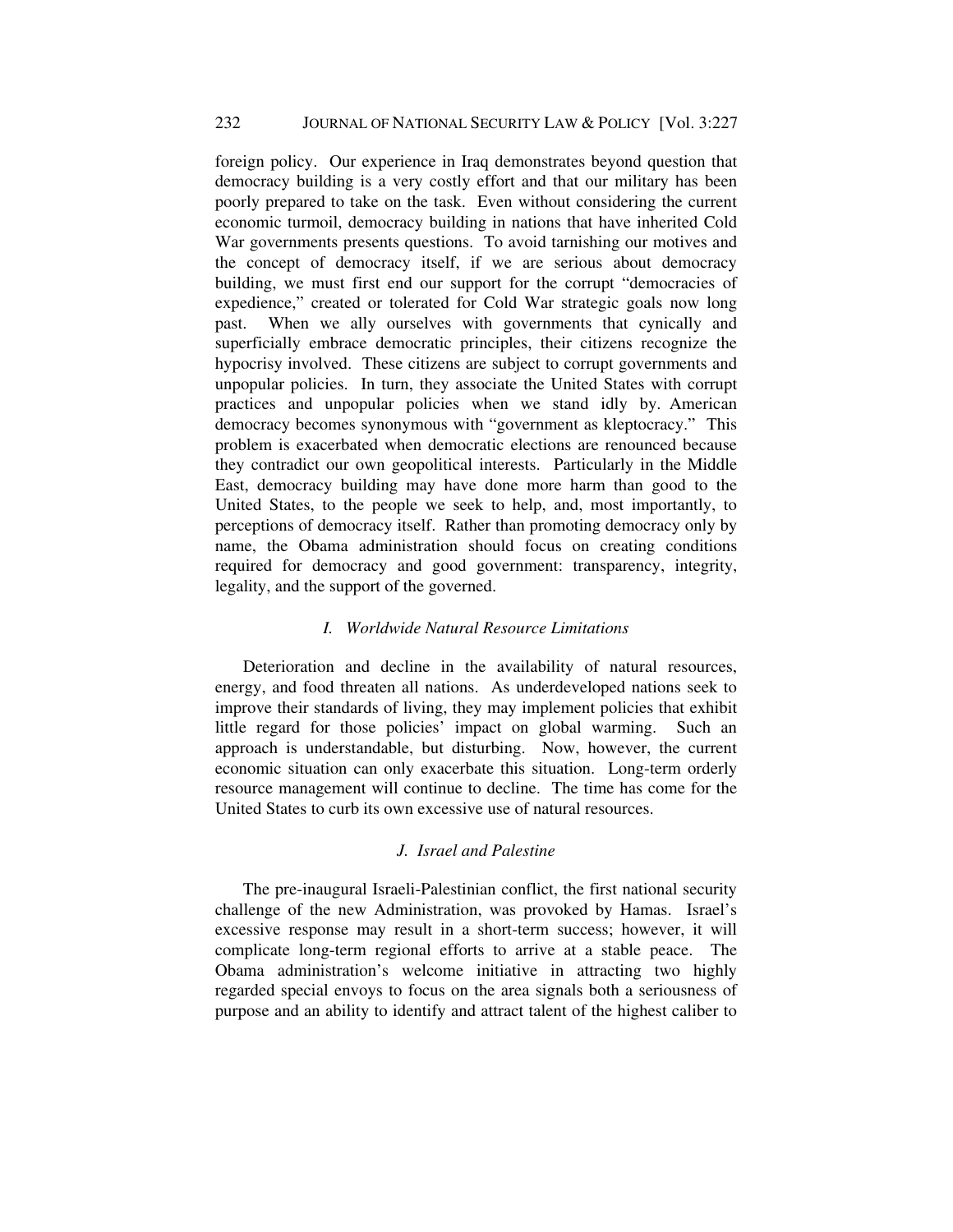foreign policy. Our experience in Iraq demonstrates beyond question that democracy building is a very costly effort and that our military has been poorly prepared to take on the task. Even without considering the current economic turmoil, democracy building in nations that have inherited Cold War governments presents questions. To avoid tarnishing our motives and the concept of democracy itself, if we are serious about democracy building, we must first end our support for the corrupt "democracies of expedience," created or tolerated for Cold War strategic goals now long past. When we ally ourselves with governments that cynically and superficially embrace democratic principles, their citizens recognize the hypocrisy involved. These citizens are subject to corrupt governments and unpopular policies. In turn, they associate the United States with corrupt practices and unpopular policies when we stand idly by. American democracy becomes synonymous with "government as kleptocracy." This problem is exacerbated when democratic elections are renounced because they contradict our own geopolitical interests. Particularly in the Middle East, democracy building may have done more harm than good to the United States, to the people we seek to help, and, most importantly, to perceptions of democracy itself. Rather than promoting democracy only by name, the Obama administration should focus on creating conditions required for democracy and good government: transparency, integrity, legality, and the support of the governed.

### *I. Worldwide Natural Resource Limitations*

Deterioration and decline in the availability of natural resources, energy, and food threaten all nations. As underdeveloped nations seek to improve their standards of living, they may implement policies that exhibit little regard for those policies' impact on global warming. Such an approach is understandable, but disturbing. Now, however, the current economic situation can only exacerbate this situation. Long-term orderly resource management will continue to decline. The time has come for the United States to curb its own excessive use of natural resources.

### *J. Israel and Palestine*

The pre-inaugural Israeli-Palestinian conflict, the first national security challenge of the new Administration, was provoked by Hamas. Israel's excessive response may result in a short-term success; however, it will complicate long-term regional efforts to arrive at a stable peace. The Obama administration's welcome initiative in attracting two highly regarded special envoys to focus on the area signals both a seriousness of purpose and an ability to identify and attract talent of the highest caliber to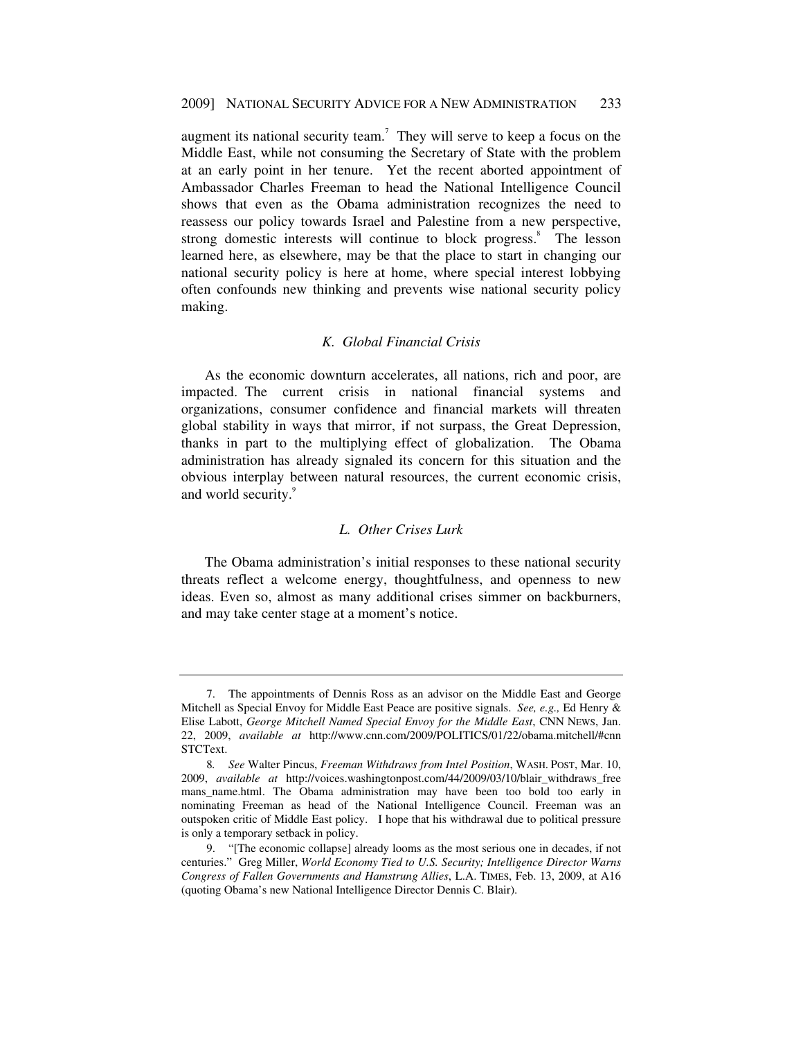augment its national security team.[7] They will serve to keep a focus on the Middle East, while not consuming the Secretary of State with the problem at an early point in her tenure. Yet the recent aborted appointment of Ambassador Charles Freeman to head the National Intelligence Council shows that even as the Obama administration recognizes the need to reassess our policy towards Israel and Palestine from a new perspective, strong domestic interests will continue to block progress.[8] The lesson learned here, as elsewhere, may be that the place to start in changing our national security policy is here at home, where special interest lobbying often confounds new thinking and prevents wise national security policy making.

### *K. Global Financial Crisis*

As the economic downturn accelerates, all nations, rich and poor, are impacted. The current crisis in national financial systems and organizations, consumer confidence and financial markets will threaten global stability in ways that mirror, if not surpass, the Great Depression, thanks in part to the multiplying effect of globalization. The Obama administration has already signaled its concern for this situation and the obvious interplay between natural resources, the current economic crisis, and world security.[9]

### *L. Other Crises Lurk*

The Obama administration's initial responses to these national security threats reflect a welcome energy, thoughtfulness, and openness to new ideas. Even so, almost as many additional crises simmer on backburners, and may take center stage at a moment's notice.

---

7. The appointments of Dennis Ross as an advisor on the Middle East and George Mitchell as Special Envoy for Middle East Peace are positive signals. *See, e.g.,* Ed Henry & Elise Labott, *George Mitchell Named Special Envoy for the Middle East*, CNN NEWS, Jan. 22, 2009, *available at* http://www.cnn.com/2009/POLITICS/01/22/obama.mitchell/#cnnSTCText.

8. *See* Walter Pincus, *Freeman Withdraws from Intel Position*, WASH. POST, Mar. 10, 2009, *available at* http://voices.washingtonpost.com/44/2009/03/10/blair_withdraws_freemans_name.html. The Obama administration may have been too bold too early in nominating Freeman as head of the National Intelligence Council. Freeman was an outspoken critic of Middle East policy. I hope that his withdrawal due to political pressure is only a temporary setback in policy.

9. "[The economic collapse] already looms as the most serious one in decades, if not centuries." Greg Miller, *World Economy Tied to U.S. Security; Intelligence Director Warns Congress of Fallen Governments and Hamstrung Allies*, L.A. TIMES, Feb. 13, 2009, at A16 (quoting Obama's new National Intelligence Director Dennis C. Blair).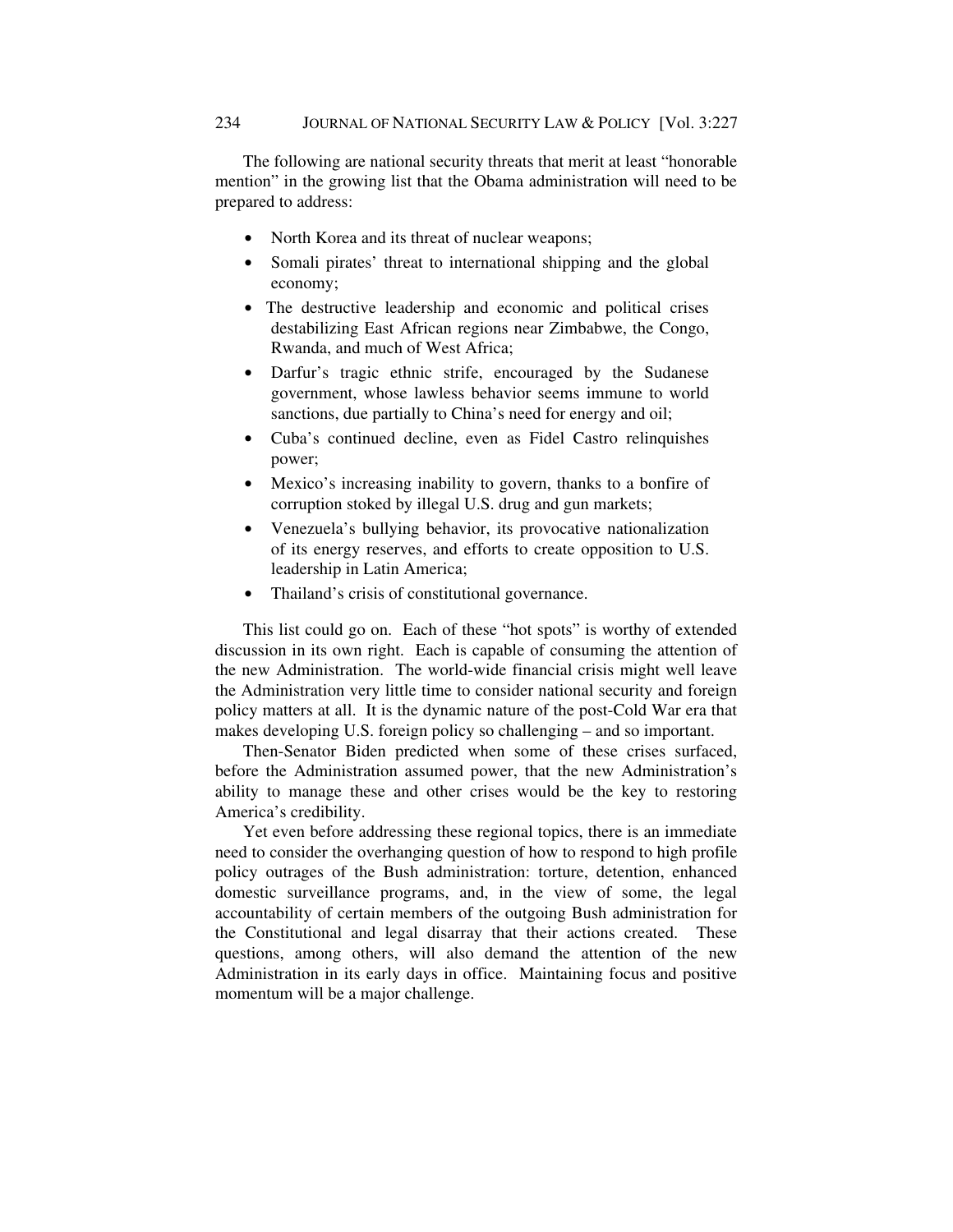The following are national security threats that merit at least "honorable mention" in the growing list that the Obama administration will need to be prepared to address:

- North Korea and its threat of nuclear weapons;
- Somali pirates' threat to international shipping and the global economy;
- The destructive leadership and economic and political crises destabilizing East African regions near Zimbabwe, the Congo, Rwanda, and much of West Africa;
- Darfur's tragic ethnic strife, encouraged by the Sudanese government, whose lawless behavior seems immune to world sanctions, due partially to China's need for energy and oil;
- Cuba's continued decline, even as Fidel Castro relinquishes power;
- Mexico's increasing inability to govern, thanks to a bonfire of corruption stoked by illegal U.S. drug and gun markets;
- Venezuela's bullying behavior, its provocative nationalization of its energy reserves, and efforts to create opposition to U.S. leadership in Latin America;
- Thailand's crisis of constitutional governance.

This list could go on. Each of these "hot spots" is worthy of extended discussion in its own right. Each is capable of consuming the attention of the new Administration. The world-wide financial crisis might well leave the Administration very little time to consider national security and foreign policy matters at all. It is the dynamic nature of the post-Cold War era that makes developing U.S. foreign policy so challenging – and so important.

Then-Senator Biden predicted when some of these crises surfaced, before the Administration assumed power, that the new Administration's ability to manage these and other crises would be the key to restoring America's credibility.

Yet even before addressing these regional topics, there is an immediate need to consider the overhanging question of how to respond to high profile policy outrages of the Bush administration: torture, detention, enhanced domestic surveillance programs, and, in the view of some, the legal accountability of certain members of the outgoing Bush administration for the Constitutional and legal disarray that their actions created. These questions, among others, will also demand the attention of the new Administration in its early days in office. Maintaining focus and positive momentum will be a major challenge.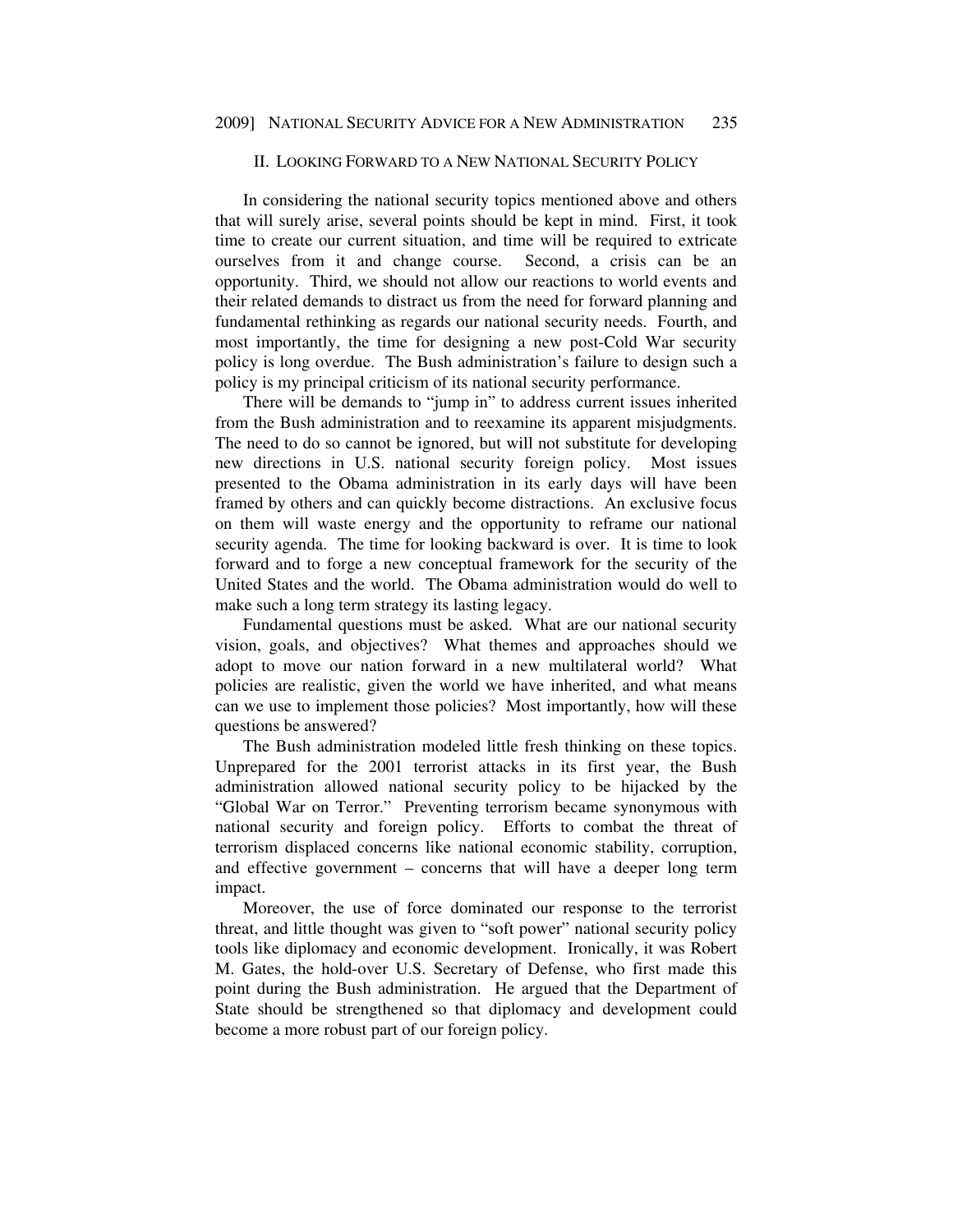## II. LOOKING FORWARD TO A NEW NATIONAL SECURITY POLICY

In considering the national security topics mentioned above and others that will surely arise, several points should be kept in mind. First, it took time to create our current situation, and time will be required to extricate ourselves from it and change course. Second, a crisis can be an opportunity. Third, we should not allow our reactions to world events and their related demands to distract us from the need for forward planning and fundamental rethinking as regards our national security needs. Fourth, and most importantly, the time for designing a new post-Cold War security policy is long overdue. The Bush administration's failure to design such a policy is my principal criticism of its national security performance.

There will be demands to "jump in" to address current issues inherited from the Bush administration and to reexamine its apparent misjudgments. The need to do so cannot be ignored, but will not substitute for developing new directions in U.S. national security foreign policy. Most issues presented to the Obama administration in its early days will have been framed by others and can quickly become distractions. An exclusive focus on them will waste energy and the opportunity to reframe our national security agenda. The time for looking backward is over. It is time to look forward and to forge a new conceptual framework for the security of the United States and the world. The Obama administration would do well to make such a long term strategy its lasting legacy.

Fundamental questions must be asked. What are our national security vision, goals, and objectives? What themes and approaches should we adopt to move our nation forward in a new multilateral world? What policies are realistic, given the world we have inherited, and what means can we use to implement those policies? Most importantly, how will these questions be answered?

The Bush administration modeled little fresh thinking on these topics. Unprepared for the 2001 terrorist attacks in its first year, the Bush administration allowed national security policy to be hijacked by the "Global War on Terror." Preventing terrorism became synonymous with national security and foreign policy. Efforts to combat the threat of terrorism displaced concerns like national economic stability, corruption, and effective government – concerns that will have a deeper long term impact.

Moreover, the use of force dominated our response to the terrorist threat, and little thought was given to "soft power" national security policy tools like diplomacy and economic development. Ironically, it was Robert M. Gates, the hold-over U.S. Secretary of Defense, who first made this point during the Bush administration. He argued that the Department of State should be strengthened so that diplomacy and development could become a more robust part of our foreign policy.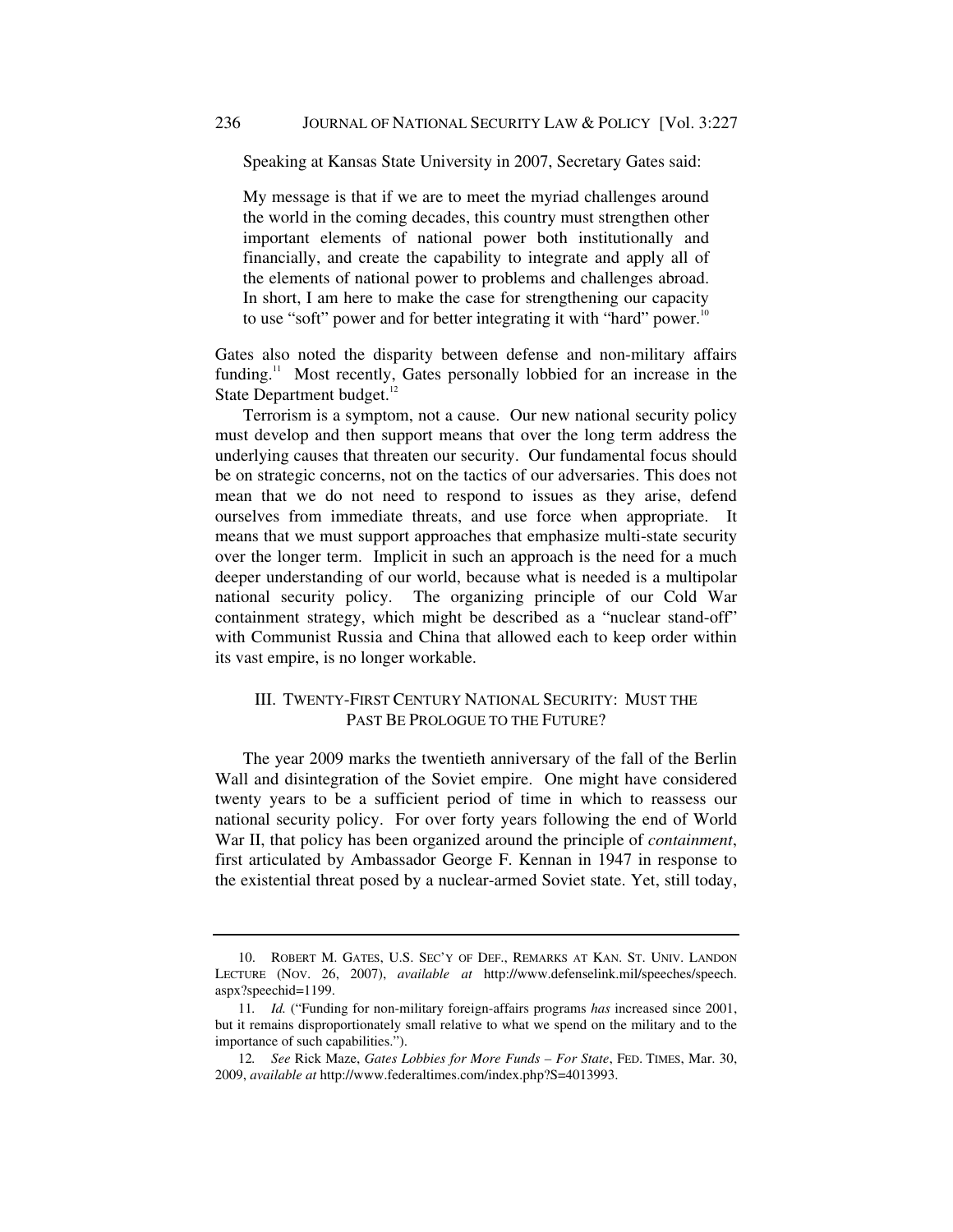Speaking at Kansas State University in 2007, Secretary Gates said:

> My message is that if we are to meet the myriad challenges around the world in the coming decades, this country must strengthen other important elements of national power both institutionally and financially, and create the capability to integrate and apply all of the elements of national power to problems and challenges abroad. In short, I am here to make the case for strengthening our capacity to use "soft" power and for better integrating it with "hard" power.[10]

Gates also noted the disparity between defense and non-military affairs funding.[11] Most recently, Gates personally lobbied for an increase in the State Department budget.[12]

Terrorism is a symptom, not a cause. Our new national security policy must develop and then support means that over the long term address the underlying causes that threaten our security. Our fundamental focus should be on strategic concerns, not on the tactics of our adversaries. This does not mean that we do not need to respond to issues as they arise, defend ourselves from immediate threats, and use force when appropriate. It means that we must support approaches that emphasize multi-state security over the longer term. Implicit in such an approach is the need for a much deeper understanding of our world, because what is needed is a multipolar national security policy. The organizing principle of our Cold War containment strategy, which might be described as a "nuclear stand-off" with Communist Russia and China that allowed each to keep order within its vast empire, is no longer workable.

## III. TWENTY-FIRST CENTURY NATIONAL SECURITY: MUST THE PAST BE PROLOGUE TO THE FUTURE?

The year 2009 marks the twentieth anniversary of the fall of the Berlin Wall and disintegration of the Soviet empire. One might have considered twenty years to be a sufficient period of time in which to reassess our national security policy. For over forty years following the end of World War II, that policy has been organized around the principle of *containment*, first articulated by Ambassador George F. Kennan in 1947 in response to the existential threat posed by a nuclear-armed Soviet state. Yet, still today,

---

10. ROBERT M. GATES, U.S. SEC'Y OF DEF., REMARKS AT KAN. ST. UNIV. LANDON LECTURE (NOV. 26, 2007), *available at* http://www.defenselink.mil/speeches/speech.aspx?speechid=1199.

11. *Id.* ("Funding for non-military foreign-affairs programs *has* increased since 2001, but it remains disproportionately small relative to what we spend on the military and to the importance of such capabilities.").

12. *See* Rick Maze, *Gates Lobbies for More Funds – For State*, FED. TIMES, Mar. 30, 2009, *available at* http://www.federaltimes.com/index.php?S=4013993.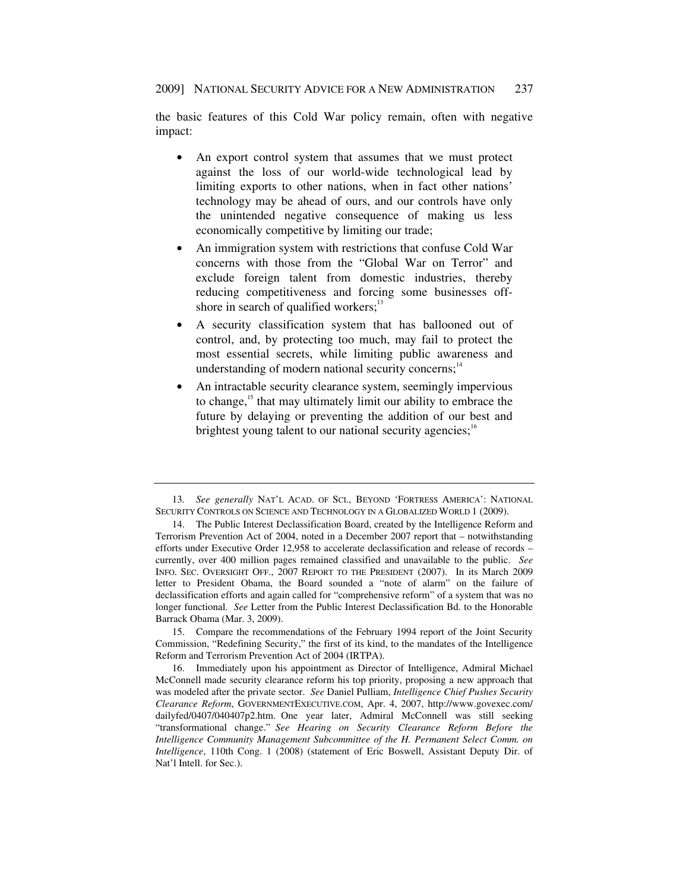the basic features of this Cold War policy remain, often with negative impact:

- An export control system that assumes that we must protect against the loss of our world-wide technological lead by limiting exports to other nations, when in fact other nations' technology may be ahead of ours, and our controls have only the unintended negative consequence of making us less economically competitive by limiting our trade;
- An immigration system with restrictions that confuse Cold War concerns with those from the "Global War on Terror" and exclude foreign talent from domestic industries, thereby reducing competitiveness and forcing some businesses off-shore in search of qualified workers;[13]
- A security classification system that has ballooned out of control, and, by protecting too much, may fail to protect the most essential secrets, while limiting public awareness and understanding of modern national security concerns;[14]
- An intractable security clearance system, seemingly impervious to change,[15] that may ultimately limit our ability to embrace the future by delaying or preventing the addition of our best and brightest young talent to our national security agencies;[16]

---

13. *See generally* NAT'L ACAD. OF SCI., BEYOND 'FORTRESS AMERICA': NATIONAL SECURITY CONTROLS ON SCIENCE AND TECHNOLOGY IN A GLOBALIZED WORLD 1 (2009).

14. The Public Interest Declassification Board, created by the Intelligence Reform and Terrorism Prevention Act of 2004, noted in a December 2007 report that – notwithstanding efforts under Executive Order 12,958 to accelerate declassification and release of records – currently, over 400 million pages remained classified and unavailable to the public. *See* INFO. SEC. OVERSIGHT OFF., 2007 REPORT TO THE PRESIDENT (2007). In its March 2009 letter to President Obama, the Board sounded a "note of alarm" on the failure of declassification efforts and again called for "comprehensive reform" of a system that was no longer functional. *See* Letter from the Public Interest Declassification Bd. to the Honorable Barrack Obama (Mar. 3, 2009).

15. Compare the recommendations of the February 1994 report of the Joint Security Commission, "Redefining Security," the first of its kind, to the mandates of the Intelligence Reform and Terrorism Prevention Act of 2004 (IRTPA).

16. Immediately upon his appointment as Director of Intelligence, Admiral Michael McConnell made security clearance reform his top priority, proposing a new approach that was modeled after the private sector. *See* Daniel Pulliam, *Intelligence Chief Pushes Security Clearance Reform*, GOVERNMENTEXECUTIVE.COM, Apr. 4, 2007, http://www.govexec.com/dailyfed/0407/040407p2.htm. One year later, Admiral McConnell was still seeking "transformational change." *See Hearing on Security Clearance Reform Before the Intelligence Community Management Subcommittee of the H. Permanent Select Comm. on Intelligence*, 110th Cong. 1 (2008) (statement of Eric Boswell, Assistant Deputy Dir. of Nat'l Intell. for Sec.).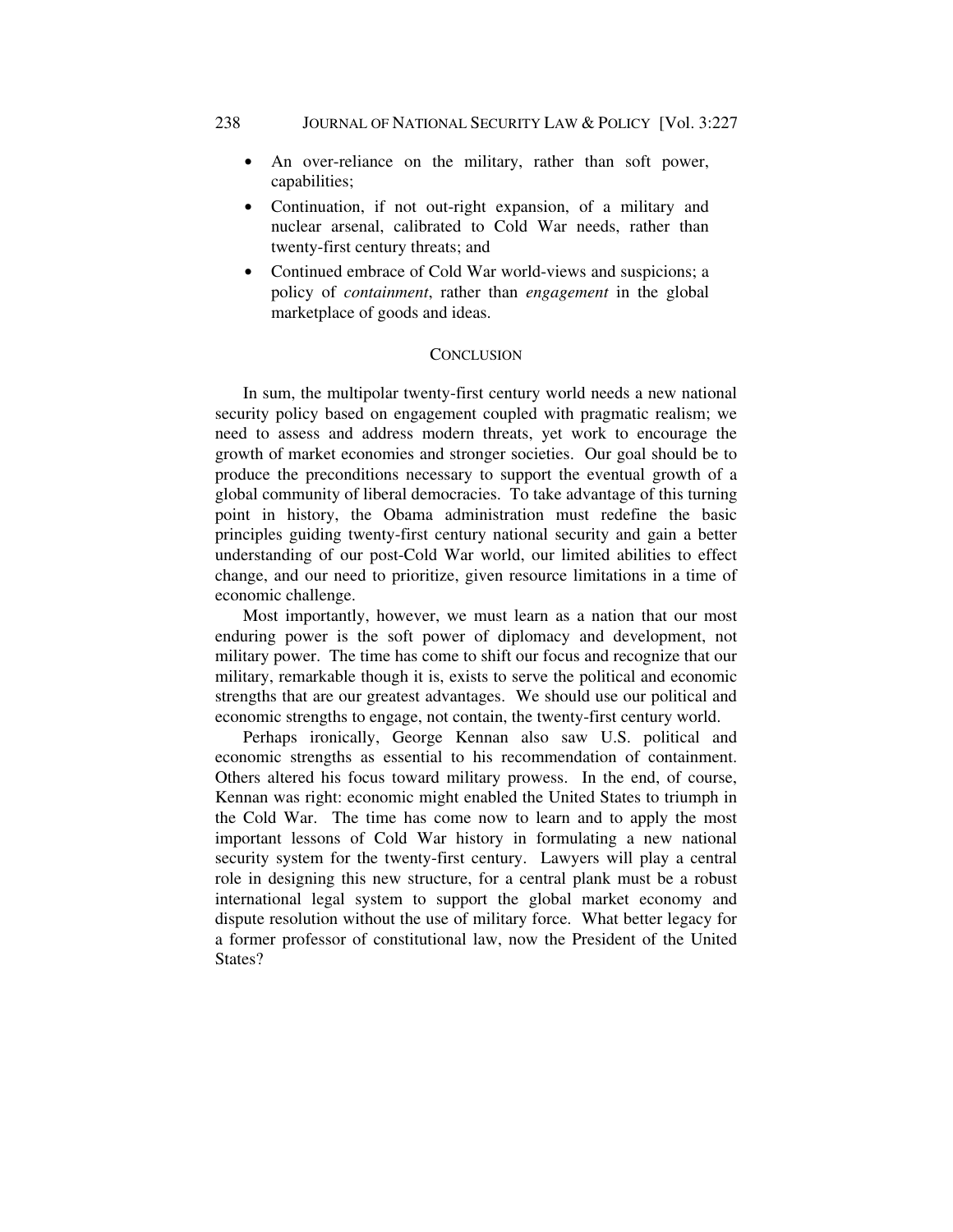- An over-reliance on the military, rather than soft power, capabilities;
- Continuation, if not out-right expansion, of a military and nuclear arsenal, calibrated to Cold War needs, rather than twenty-first century threats; and
- Continued embrace of Cold War world-views and suspicions; a policy of *containment*, rather than *engagement* in the global marketplace of goods and ideas.

## CONCLUSION

In sum, the multipolar twenty-first century world needs a new national security policy based on engagement coupled with pragmatic realism; we need to assess and address modern threats, yet work to encourage the growth of market economies and stronger societies. Our goal should be to produce the preconditions necessary to support the eventual growth of a global community of liberal democracies. To take advantage of this turning point in history, the Obama administration must redefine the basic principles guiding twenty-first century national security and gain a better understanding of our post-Cold War world, our limited abilities to effect change, and our need to prioritize, given resource limitations in a time of economic challenge.

Most importantly, however, we must learn as a nation that our most enduring power is the soft power of diplomacy and development, not military power. The time has come to shift our focus and recognize that our military, remarkable though it is, exists to serve the political and economic strengths that are our greatest advantages. We should use our political and economic strengths to engage, not contain, the twenty-first century world.

Perhaps ironically, George Kennan also saw U.S. political and economic strengths as essential to his recommendation of containment. Others altered his focus toward military prowess. In the end, of course, Kennan was right: economic might enabled the United States to triumph in the Cold War. The time has come now to learn and to apply the most important lessons of Cold War history in formulating a new national security system for the twenty-first century. Lawyers will play a central role in designing this new structure, for a central plank must be a robust international legal system to support the global market economy and dispute resolution without the use of military force. What better legacy for a former professor of constitutional law, now the President of the United States?